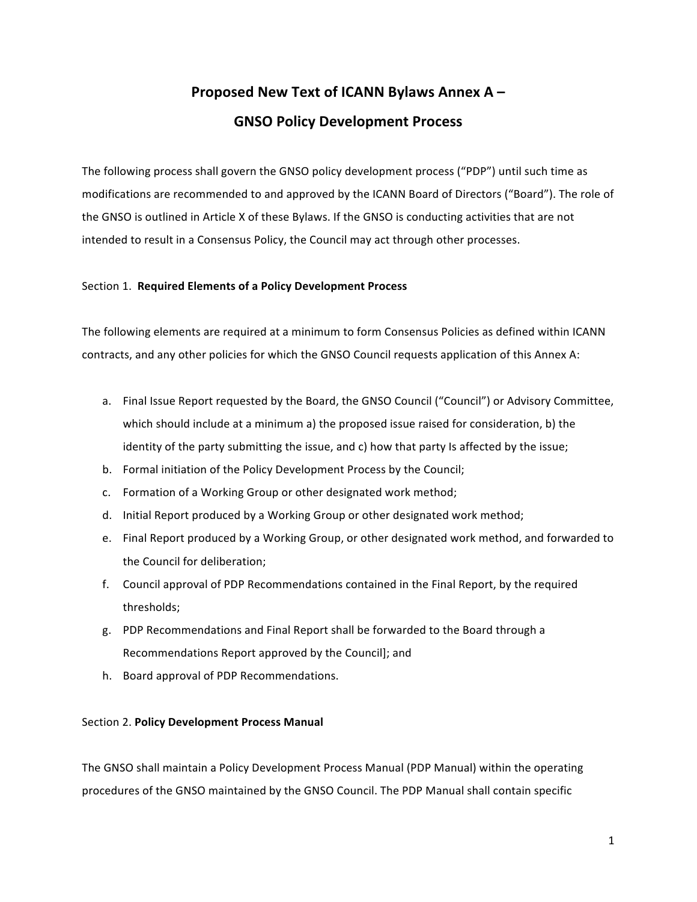# Proposed New Text of ICANN Bylaws Annex A –

# GNSO Policy Development Process

The following process shall govern the GNSO policy development process ("PDP") until such time as modifications are recommended to and approved by the ICANN Board of Directors ("Board"). The role of the GNSO is outlined in Article X of these Bylaws. If the GNSO is conducting activities that are not intended to result in a Consensus Policy, the Council may act through other processes.

## Section 1. **Required Elements of a Policy Development Process**

The following elements are required at a minimum to form Consensus Policies as defined within ICANN contracts, and any other policies for which the GNSO Council requests application of this Annex A:

a. Final Issue Report requested by the Board, the GNSO Council ("Council") or Advisory Committee, which should include at a minimum a) the proposed issue raised for consideration, b) the identity of the party submitting the issue, and c) how that party Is affected by the issue;
b. Formal initiation of the Policy Development Process by the Council;
c. Formation of a Working Group or other designated work method;
d. Initial Report produced by a Working Group or other designated work method;
e. Final Report produced by a Working Group, or other designated work method, and forwarded to the Council for deliberation;
f. Council approval of PDP Recommendations contained in the Final Report, by the required thresholds;
g. PDP Recommendations and Final Report shall be forwarded to the Board through a Recommendations Report approved by the Council]; and
h. Board approval of PDP Recommendations.

## Section 2. **Policy Development Process Manual**

The GNSO shall maintain a Policy Development Process Manual (PDP Manual) within the operating procedures of the GNSO maintained by the GNSO Council. The PDP Manual shall contain specific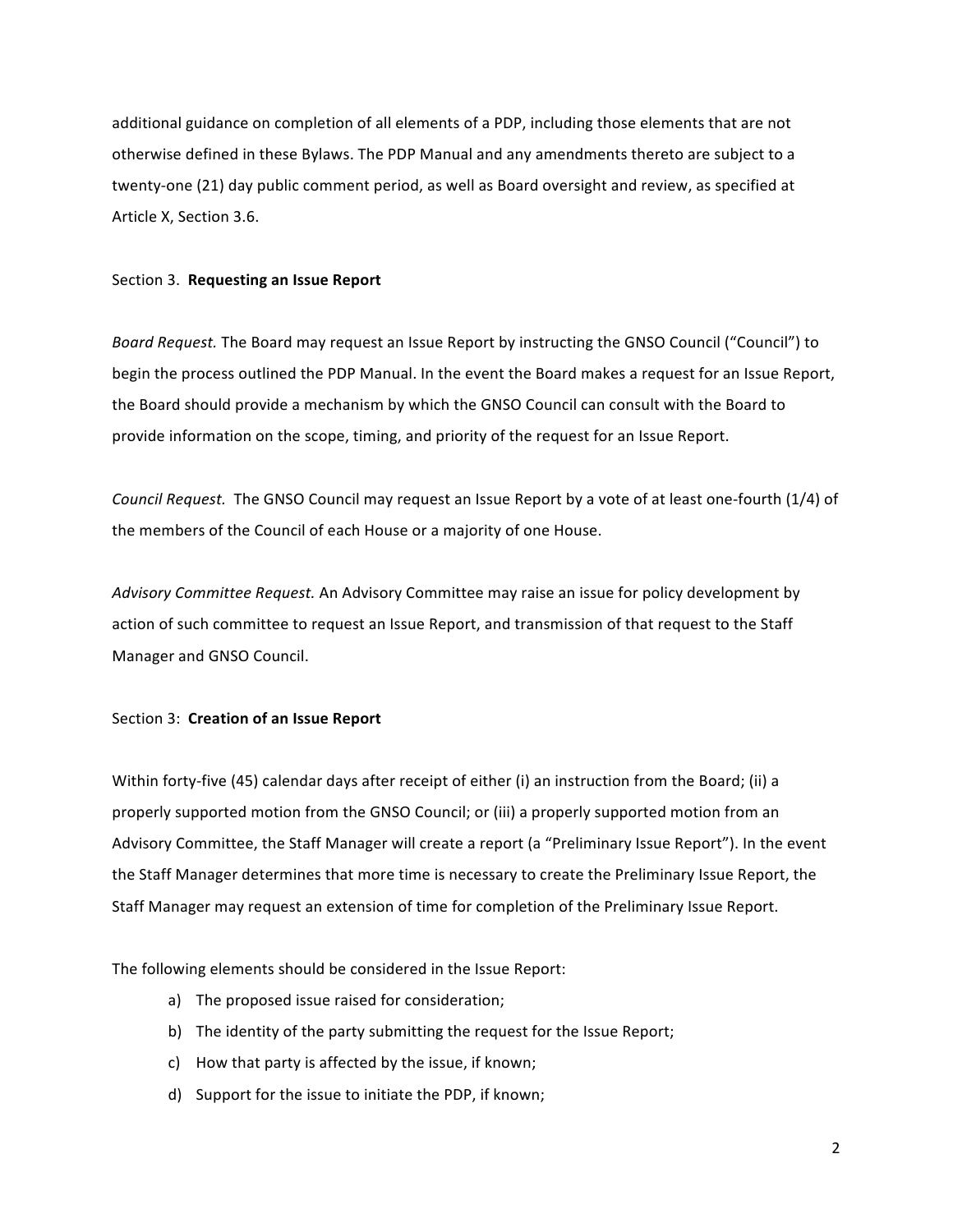additional guidance on completion of all elements of a PDP, including those elements that are not otherwise defined in these Bylaws. The PDP Manual and any amendments thereto are subject to a twenty-one (21) day public comment period, as well as Board oversight and review, as specified at Article X, Section 3.6.

Section 3. **Requesting an Issue Report**

*Board Request.* The Board may request an Issue Report by instructing the GNSO Council ("Council") to begin the process outlined the PDP Manual. In the event the Board makes a request for an Issue Report, the Board should provide a mechanism by which the GNSO Council can consult with the Board to provide information on the scope, timing, and priority of the request for an Issue Report.

*Council Request.* The GNSO Council may request an Issue Report by a vote of at least one-fourth (1/4) of the members of the Council of each House or a majority of one House.

*Advisory Committee Request.* An Advisory Committee may raise an issue for policy development by action of such committee to request an Issue Report, and transmission of that request to the Staff Manager and GNSO Council.

Section 3: **Creation of an Issue Report**

Within forty-five (45) calendar days after receipt of either (i) an instruction from the Board; (ii) a properly supported motion from the GNSO Council; or (iii) a properly supported motion from an Advisory Committee, the Staff Manager will create a report (a "Preliminary Issue Report"). In the event the Staff Manager determines that more time is necessary to create the Preliminary Issue Report, the Staff Manager may request an extension of time for completion of the Preliminary Issue Report.

The following elements should be considered in the Issue Report:

a) The proposed issue raised for consideration;
b) The identity of the party submitting the request for the Issue Report;
c) How that party is affected by the issue, if known;
d) Support for the issue to initiate the PDP, if known;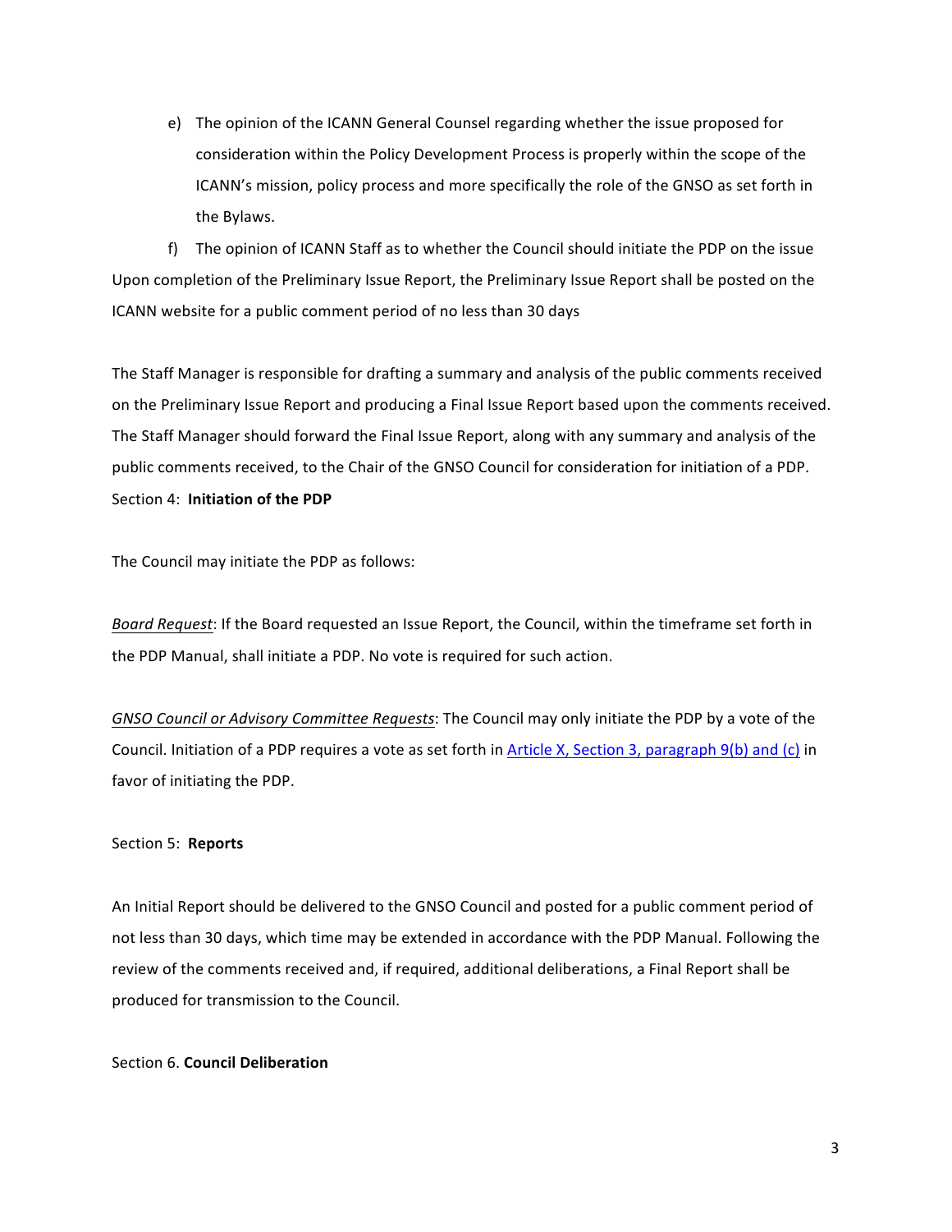e) The opinion of the ICANN General Counsel regarding whether the issue proposed for consideration within the Policy Development Process is properly within the scope of the ICANN's mission, policy process and more specifically the role of the GNSO as set forth in the Bylaws.

f) The opinion of ICANN Staff as to whether the Council should initiate the PDP on the issue

Upon completion of the Preliminary Issue Report, the Preliminary Issue Report shall be posted on the ICANN website for a public comment period of no less than 30 days

The Staff Manager is responsible for drafting a summary and analysis of the public comments received on the Preliminary Issue Report and producing a Final Issue Report based upon the comments received. The Staff Manager should forward the Final Issue Report, along with any summary and analysis of the public comments received, to the Chair of the GNSO Council for consideration for initiation of a PDP.

Section 4: **Initiation of the PDP**

The Council may initiate the PDP as follows:

*Board Request*: If the Board requested an Issue Report, the Council, within the timeframe set forth in the PDP Manual, shall initiate a PDP. No vote is required for such action.

*GNSO Council or Advisory Committee Requests*: The Council may only initiate the PDP by a vote of the Council. Initiation of a PDP requires a vote as set forth in [Article X, Section 3, paragraph 9(b) and (c)] in favor of initiating the PDP.

Section 5: **Reports**

An Initial Report should be delivered to the GNSO Council and posted for a public comment period of not less than 30 days, which time may be extended in accordance with the PDP Manual. Following the review of the comments received and, if required, additional deliberations, a Final Report shall be produced for transmission to the Council.

Section 6. **Council Deliberation**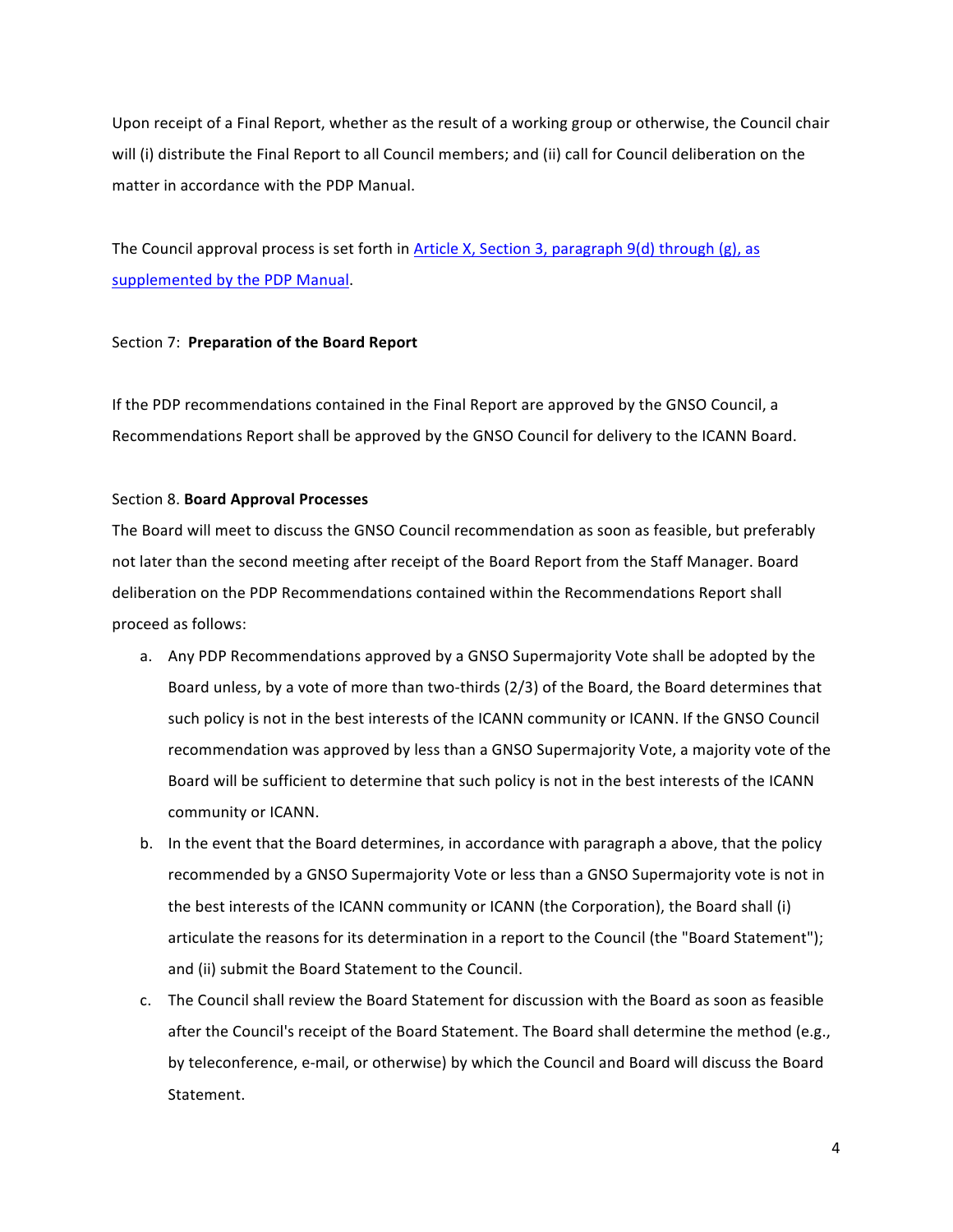Upon receipt of a Final Report, whether as the result of a working group or otherwise, the Council chair will (i) distribute the Final Report to all Council members; and (ii) call for Council deliberation on the matter in accordance with the PDP Manual.

The Council approval process is set forth in [Article X, Section 3, paragraph 9(d) through (g), as supplemented by the PDP Manual]().

Section 7: **Preparation of the Board Report**

If the PDP recommendations contained in the Final Report are approved by the GNSO Council, a Recommendations Report shall be approved by the GNSO Council for delivery to the ICANN Board.

Section 8. **Board Approval Processes**

The Board will meet to discuss the GNSO Council recommendation as soon as feasible, but preferably not later than the second meeting after receipt of the Board Report from the Staff Manager. Board deliberation on the PDP Recommendations contained within the Recommendations Report shall proceed as follows:

a. Any PDP Recommendations approved by a GNSO Supermajority Vote shall be adopted by the Board unless, by a vote of more than two-thirds (2/3) of the Board, the Board determines that such policy is not in the best interests of the ICANN community or ICANN. If the GNSO Council recommendation was approved by less than a GNSO Supermajority Vote, a majority vote of the Board will be sufficient to determine that such policy is not in the best interests of the ICANN community or ICANN.

b. In the event that the Board determines, in accordance with paragraph a above, that the policy recommended by a GNSO Supermajority Vote or less than a GNSO Supermajority vote is not in the best interests of the ICANN community or ICANN (the Corporation), the Board shall (i) articulate the reasons for its determination in a report to the Council (the "Board Statement"); and (ii) submit the Board Statement to the Council.

c. The Council shall review the Board Statement for discussion with the Board as soon as feasible after the Council's receipt of the Board Statement. The Board shall determine the method (e.g., by teleconference, e-mail, or otherwise) by which the Council and Board will discuss the Board Statement.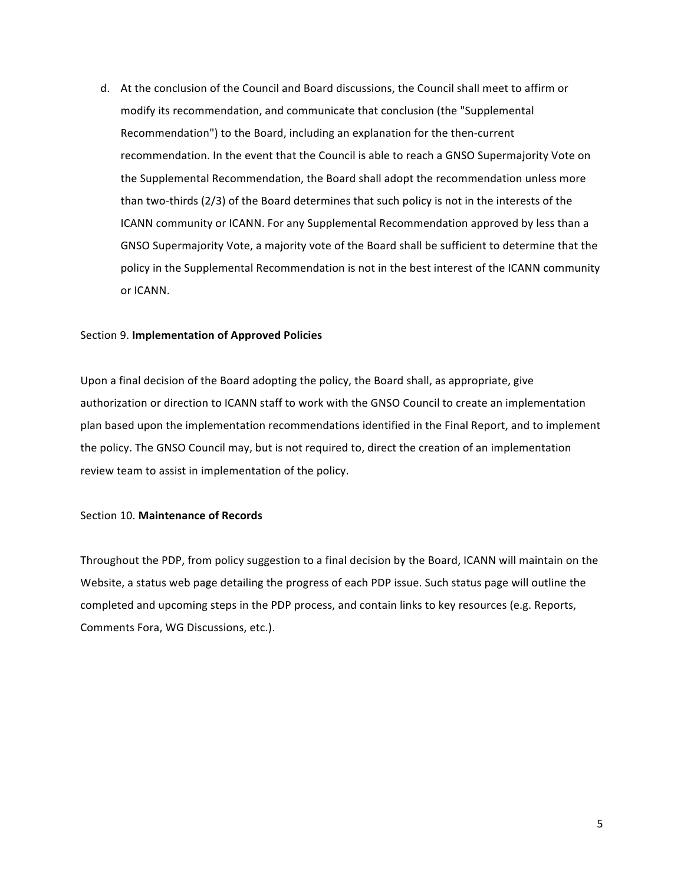d. At the conclusion of the Council and Board discussions, the Council shall meet to affirm or modify its recommendation, and communicate that conclusion (the "Supplemental Recommendation") to the Board, including an explanation for the then-current recommendation. In the event that the Council is able to reach a GNSO Supermajority Vote on the Supplemental Recommendation, the Board shall adopt the recommendation unless more than two-thirds (2/3) of the Board determines that such policy is not in the interests of the ICANN community or ICANN. For any Supplemental Recommendation approved by less than a GNSO Supermajority Vote, a majority vote of the Board shall be sufficient to determine that the policy in the Supplemental Recommendation is not in the best interest of the ICANN community or ICANN.

Section 9. **Implementation of Approved Policies**

Upon a final decision of the Board adopting the policy, the Board shall, as appropriate, give authorization or direction to ICANN staff to work with the GNSO Council to create an implementation plan based upon the implementation recommendations identified in the Final Report, and to implement the policy. The GNSO Council may, but is not required to, direct the creation of an implementation review team to assist in implementation of the policy.

Section 10. **Maintenance of Records**

Throughout the PDP, from policy suggestion to a final decision by the Board, ICANN will maintain on the Website, a status web page detailing the progress of each PDP issue. Such status page will outline the completed and upcoming steps in the PDP process, and contain links to key resources (e.g. Reports, Comments Fora, WG Discussions, etc.).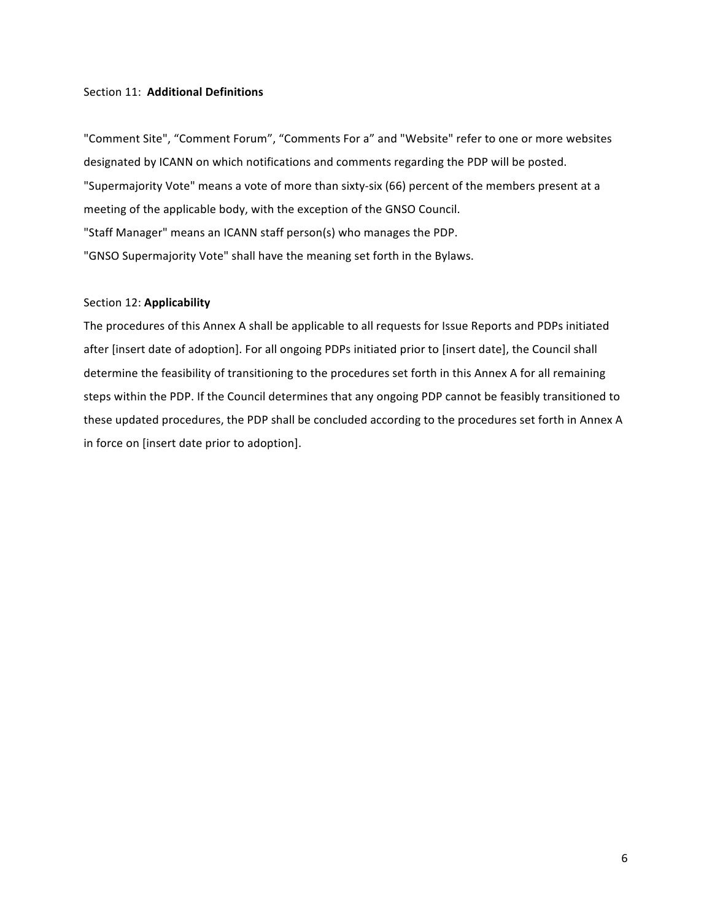Section 11: **Additional Definitions**

"Comment Site", "Comment Forum", "Comments For a" and "Website" refer to one or more websites designated by ICANN on which notifications and comments regarding the PDP will be posted.
"Supermajority Vote" means a vote of more than sixty-six (66) percent of the members present at a meeting of the applicable body, with the exception of the GNSO Council.
"Staff Manager" means an ICANN staff person(s) who manages the PDP.
"GNSO Supermajority Vote" shall have the meaning set forth in the Bylaws.

Section 12: **Applicability**

The procedures of this Annex A shall be applicable to all requests for Issue Reports and PDPs initiated after [insert date of adoption]. For all ongoing PDPs initiated prior to [insert date], the Council shall determine the feasibility of transitioning to the procedures set forth in this Annex A for all remaining steps within the PDP. If the Council determines that any ongoing PDP cannot be feasibly transitioned to these updated procedures, the PDP shall be concluded according to the procedures set forth in Annex A in force on [insert date prior to adoption].